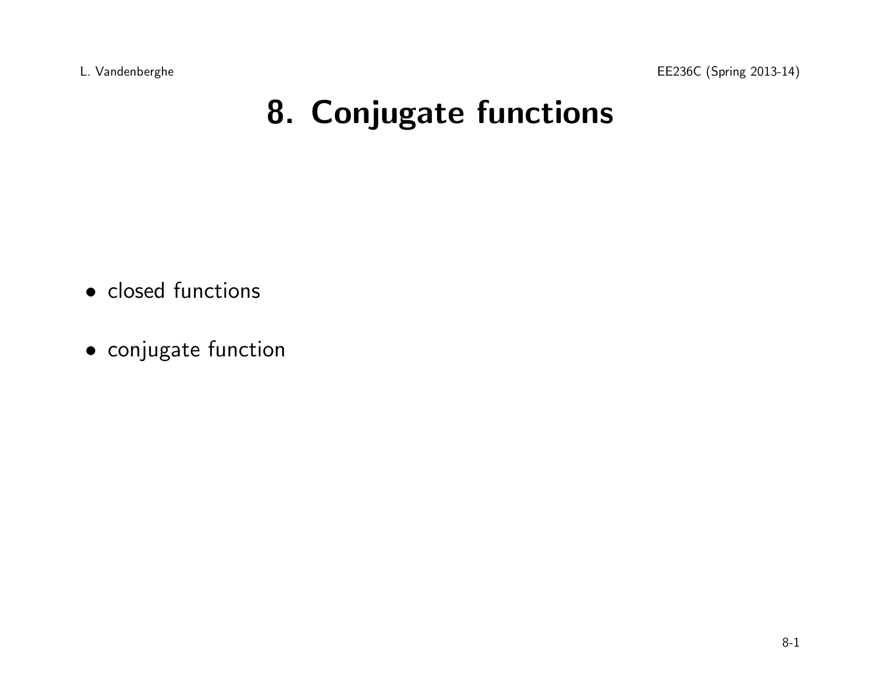# 8. Conjugate functions

- closed functions
- conjugate function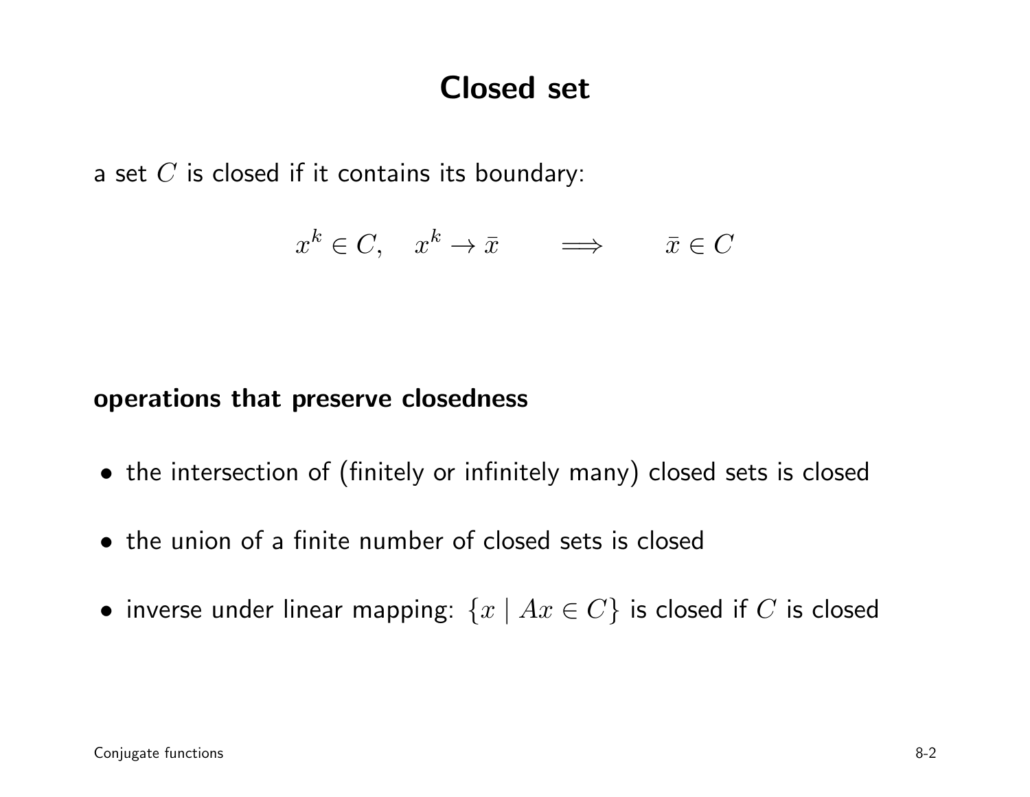# Closed set

a set $C$ is closed if it contains its boundary:

$$x^k \in C, \quad x^k \to \bar{x} \qquad \Longrightarrow \qquad \bar{x} \in C$$

**operations that preserve closedness**

- the intersection of (finitely or infinitely many) closed sets is closed
- the union of a finite number of closed sets is closed
- inverse under linear mapping: $\{x \mid Ax \in C\}$ is closed if $C$ is closed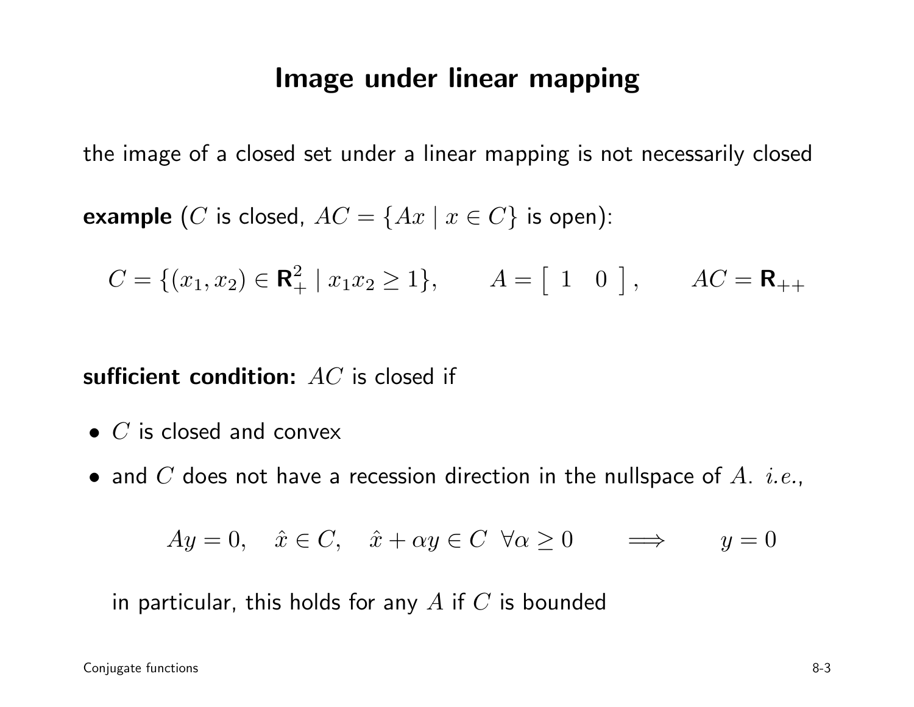# Image under linear mapping

the image of a closed set under a linear mapping is not necessarily closed

**example** ($C$ is closed, $AC = \{Ax \mid x \in C\}$ is open):

$$C = \{(x_1, x_2) \in \mathbf{R}^2_+ \mid x_1 x_2 \geq 1\}, \qquad A = \begin{bmatrix} 1 & 0 \end{bmatrix}, \qquad AC = \mathbf{R}_{++}$$

**sufficient condition:** $AC$ is closed if

- $C$ is closed and convex
- and $C$ does not have a recession direction in the nullspace of $A$. *i.e.*,

$$Ay = 0, \quad \hat{x} \in C, \quad \hat{x} + \alpha y \in C \ \ \forall \alpha \geq 0 \qquad \Longrightarrow \qquad y = 0$$

  in particular, this holds for any $A$ if $C$ is bounded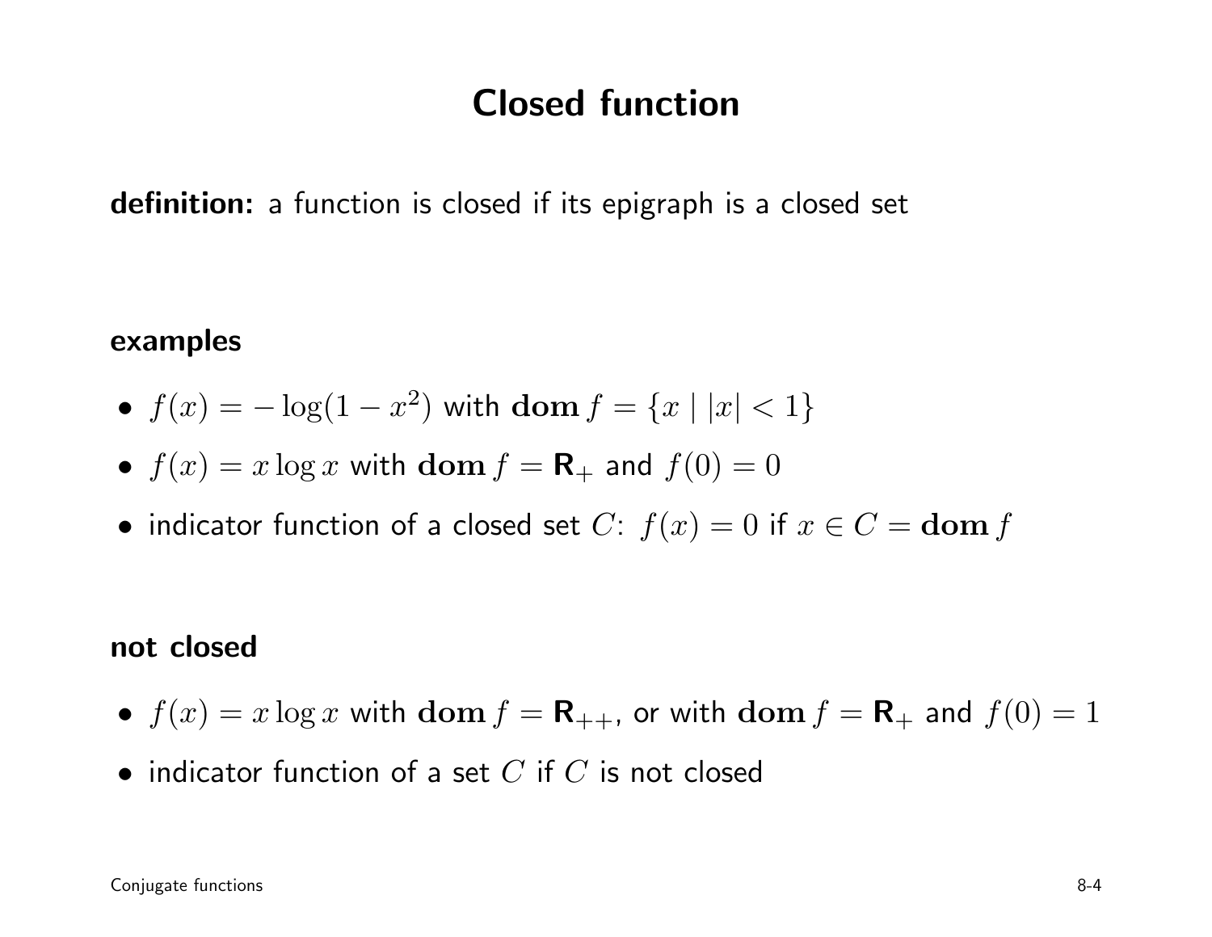# Closed function

**definition:** a function is closed if its epigraph is a closed set

**examples**

- $f(x) = -\log(1 - x^2)$ with $\mathbf{dom}\, f = \{x \mid |x| < 1\}$
- $f(x) = x \log x$ with $\mathbf{dom}\, f = \mathbf{R}_+$ and $f(0) = 0$
- indicator function of a closed set $C$: $f(x) = 0$ if $x \in C = \mathbf{dom}\, f$

**not closed**

- $f(x) = x \log x$ with $\mathbf{dom}\, f = \mathbf{R}_{++}$, or with $\mathbf{dom}\, f = \mathbf{R}_+$ and $f(0) = 1$
- indicator function of a set $C$ if $C$ is not closed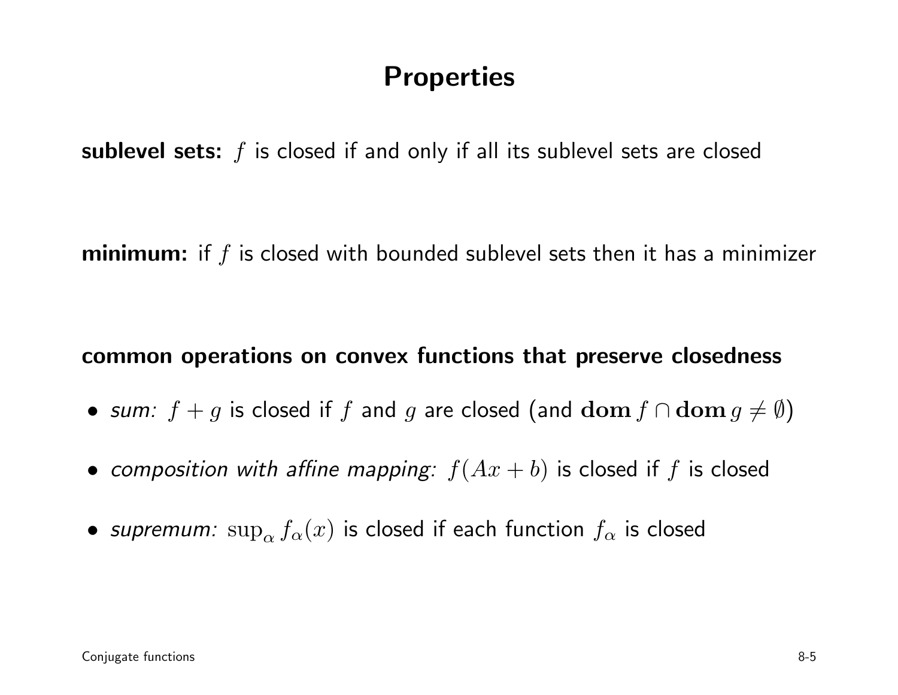# Properties

**sublevel sets:** $f$ is closed if and only if all its sublevel sets are closed

**minimum:** if $f$ is closed with bounded sublevel sets then it has a minimizer

**common operations on convex functions that preserve closedness**

- *sum:* $f + g$ is closed if $f$ and $g$ are closed (and $\mathbf{dom}\, f \cap \mathbf{dom}\, g \neq \emptyset$)
- *composition with affine mapping:* $f(Ax + b)$ is closed if $f$ is closed
- *supremum:* $\sup_\alpha f_\alpha(x)$ is closed if each function $f_\alpha$ is closed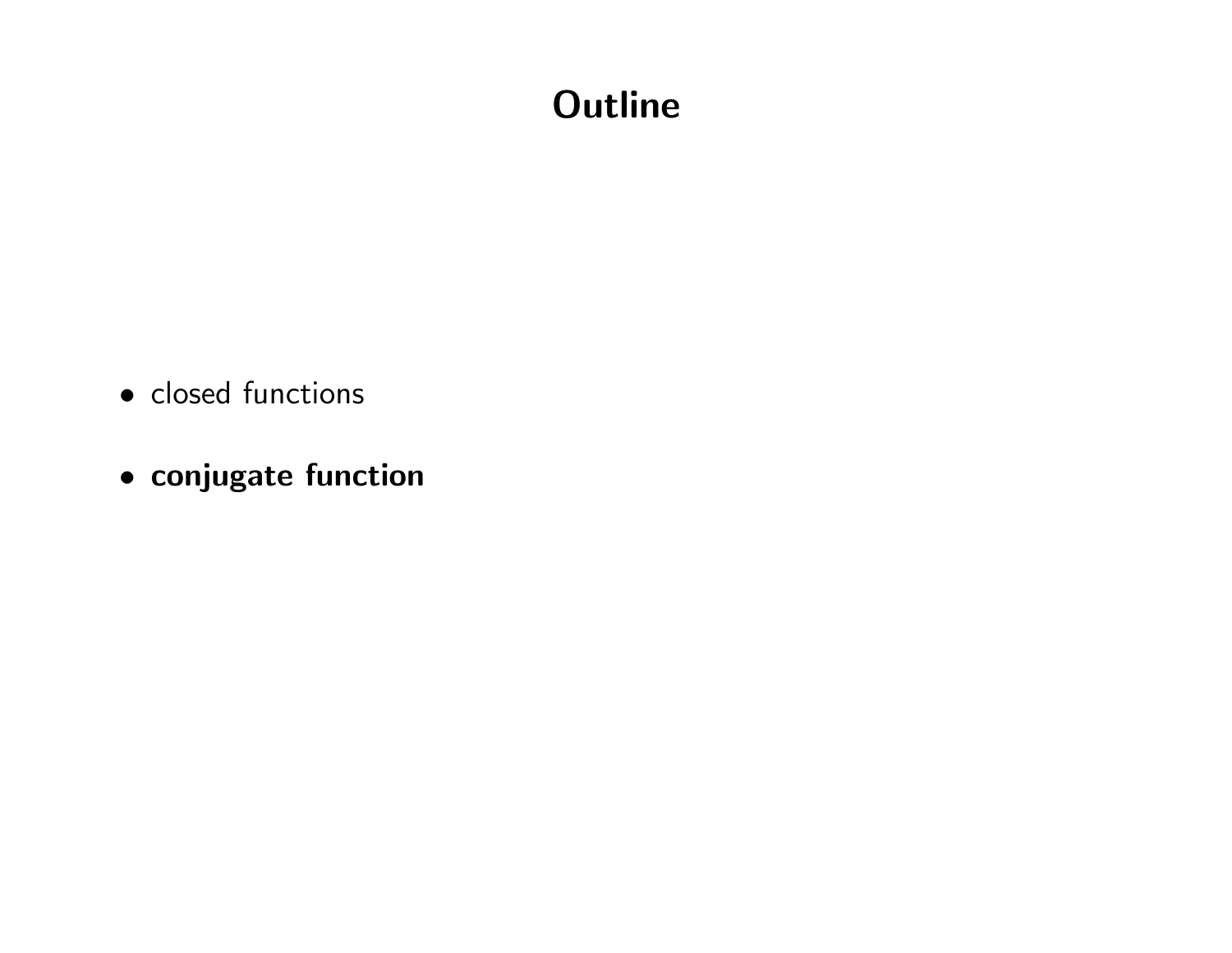# Outline

- closed functions
- **conjugate function**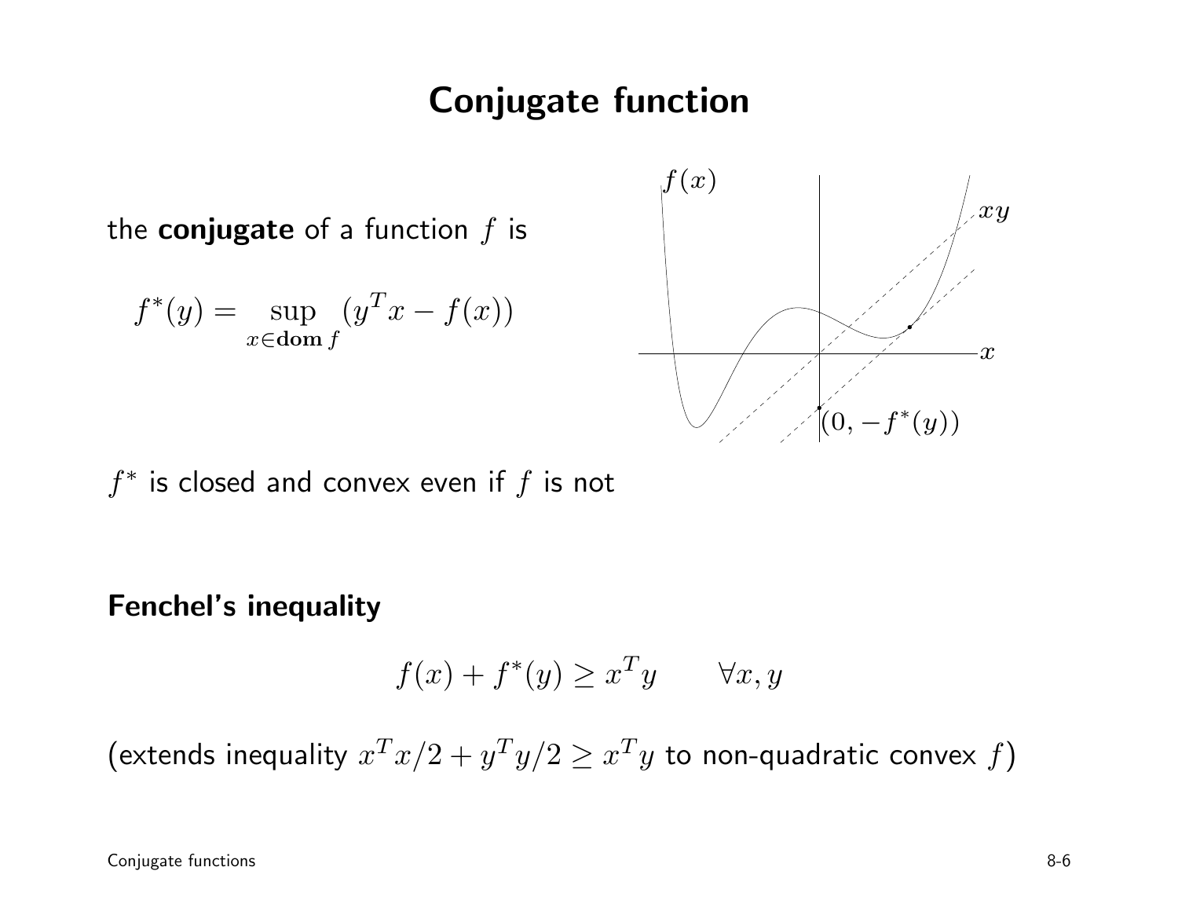# Conjugate function

the **conjugate** of a function $f$ is

$$f^*(y) = \sup_{x \in \mathbf{dom}\, f} (y^T x - f(x))$$

$f^*$ is closed and convex even if $f$ is not

**Fenchel's inequality**

$$f(x) + f^*(y) \geq x^T y \qquad \forall x, y$$

(extends inequality $x^T x/2 + y^T y/2 \geq x^T y$ to non-quadratic convex $f$)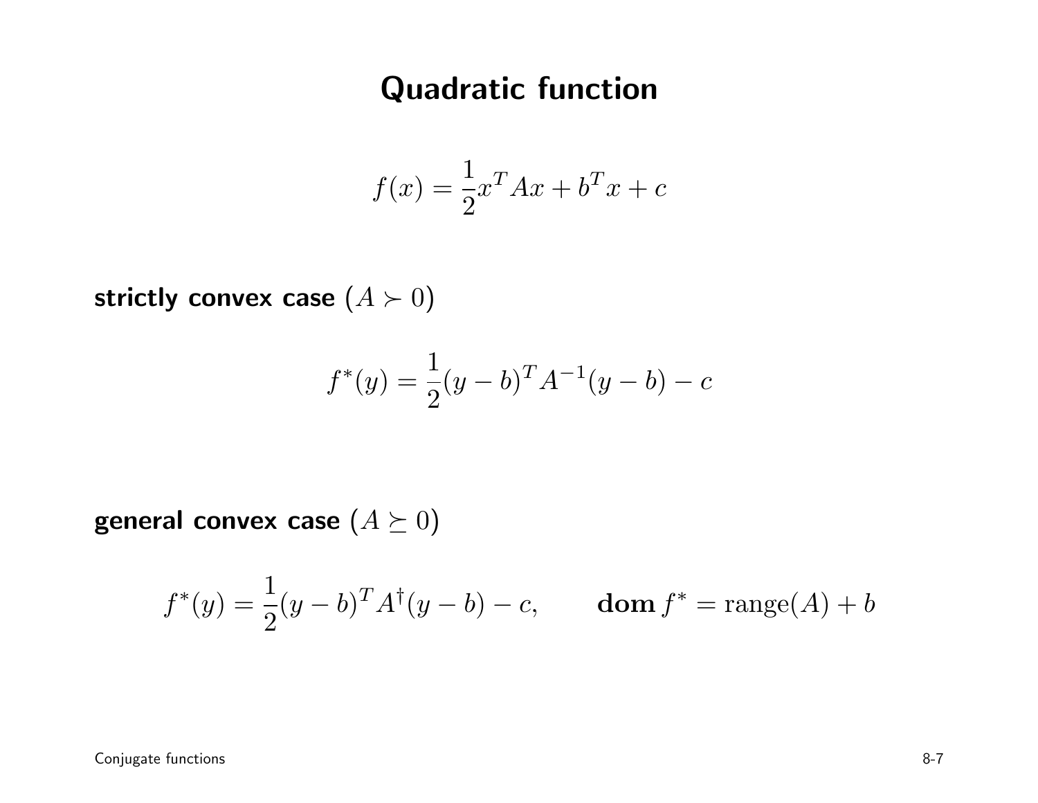# Quadratic function

$$f(x) = \frac{1}{2}x^T Ax + b^T x + c$$

**strictly convex case** ($A \succ 0$)

$$f^*(y) = \frac{1}{2}(y - b)^T A^{-1}(y - b) - c$$

**general convex case** ($A \succeq 0$)

$$f^*(y) = \frac{1}{2}(y - b)^T A^{\dagger}(y - b) - c, \qquad \mathbf{dom}\, f^* = \mathrm{range}(A) + b$$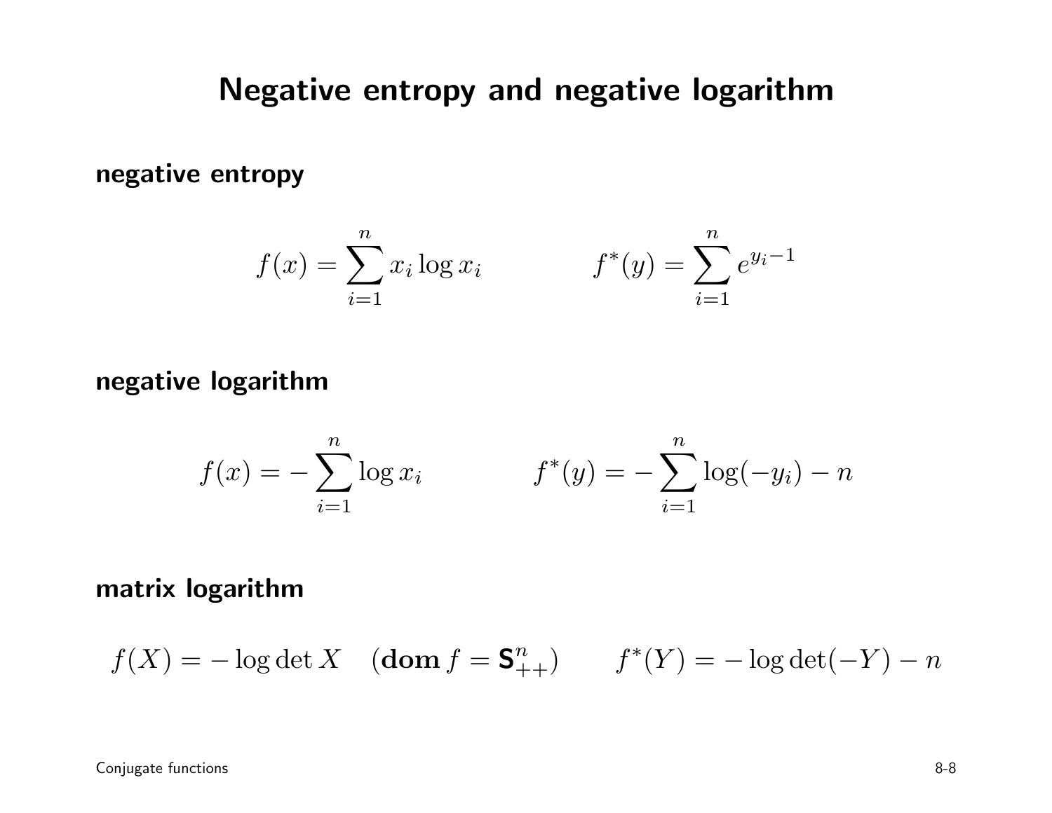# Negative entropy and negative logarithm

**negative entropy**

$$f(x) = \sum_{i=1}^{n} x_i \log x_i \qquad\qquad f^*(y) = \sum_{i=1}^{n} e^{y_i - 1}$$

**negative logarithm**

$$f(x) = -\sum_{i=1}^{n} \log x_i \qquad\qquad f^*(y) = -\sum_{i=1}^{n} \log(-y_i) - n$$

**matrix logarithm**

$$f(X) = -\log\det X \quad (\mathbf{dom}\, f = \mathbf{S}^n_{++}) \qquad f^*(Y) = -\log\det(-Y) - n$$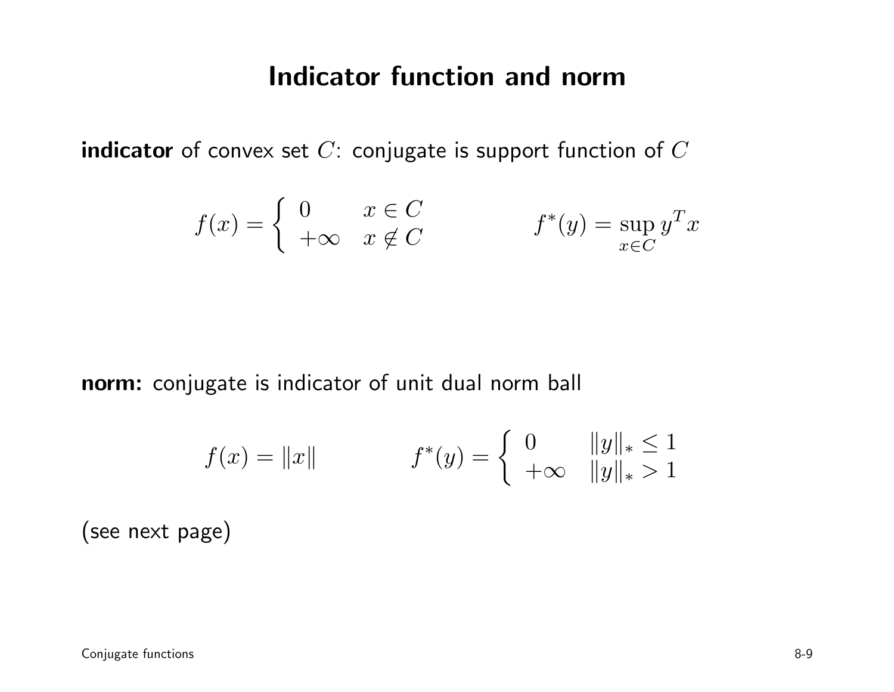# Indicator function and norm

**indicator** of convex set $C$: conjugate is support function of $C$

$$f(x) = \begin{cases} 0 & x \in C \\ +\infty & x \notin C \end{cases} \qquad\qquad f^*(y) = \sup_{x \in C} y^T x$$

**norm:** conjugate is indicator of unit dual norm ball

$$f(x) = \|x\| \qquad\qquad f^*(y) = \begin{cases} 0 & \|y\|_* \leq 1 \\ +\infty & \|y\|_* > 1 \end{cases}$$

(see next page)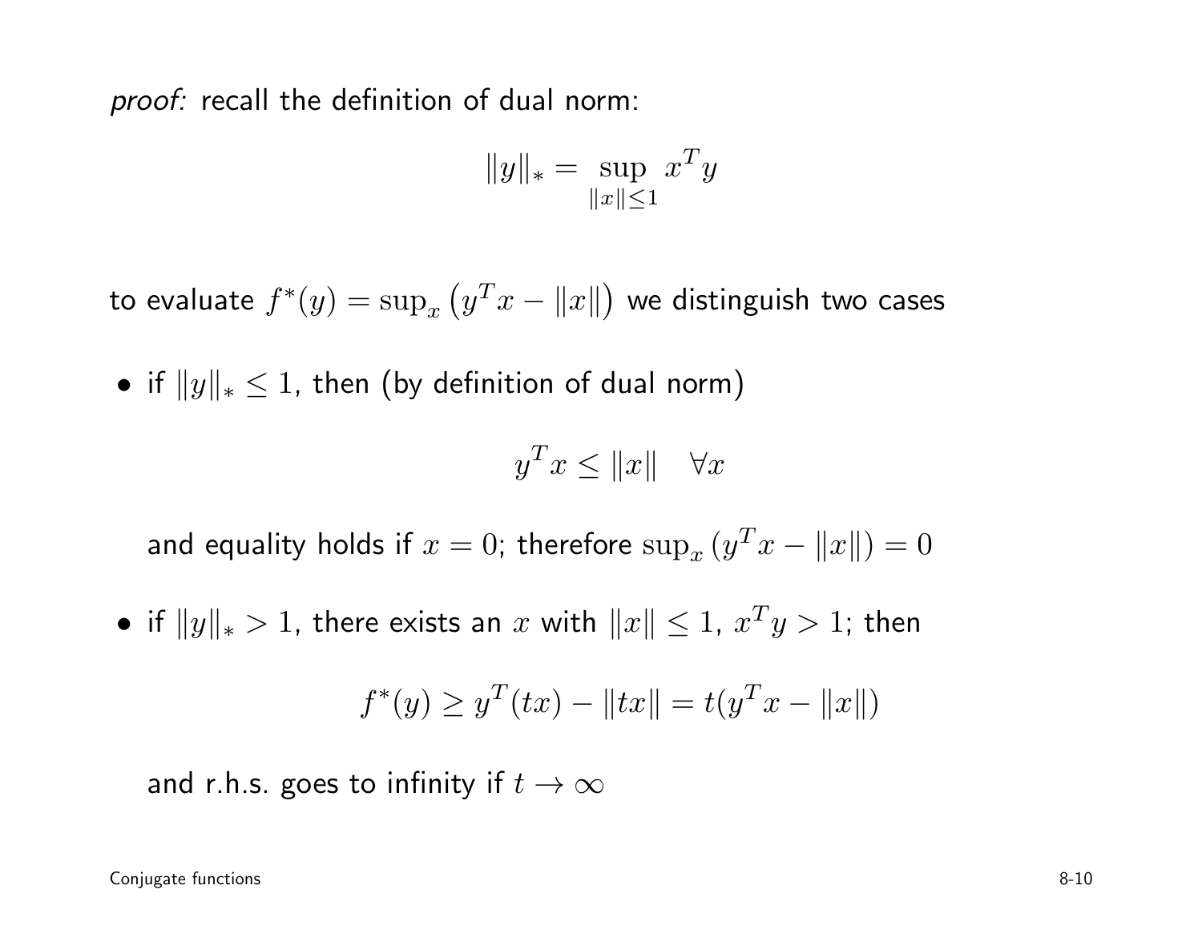*proof:* recall the definition of dual norm:

$$\|y\|_* = \sup_{\|x\| \leq 1} x^T y$$

to evaluate $f^*(y) = \sup_x \left(y^T x - \|x\|\right)$ we distinguish two cases

- if $\|y\|_* \leq 1$, then (by definition of dual norm)

  $$y^T x \leq \|x\| \quad \forall x$$

  and equality holds if $x = 0$; therefore $\sup_x (y^T x - \|x\|) = 0$

- if $\|y\|_* > 1$, there exists an $x$ with $\|x\| \leq 1$, $x^T y > 1$; then

  $$f^*(y) \geq y^T(tx) - \|tx\| = t(y^T x - \|x\|)$$

  and r.h.s. goes to infinity if $t \to \infty$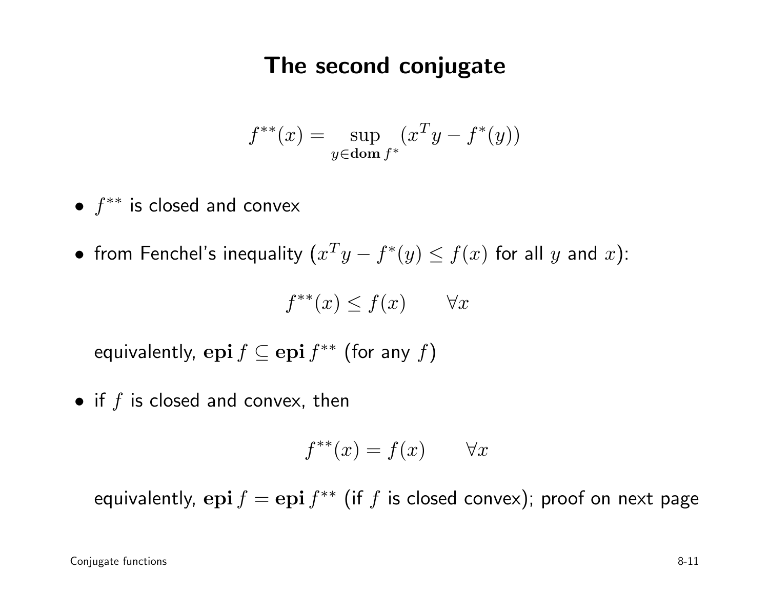# The second conjugate

$$f^{**}(x) = \sup_{y \in \mathbf{dom}\, f^*} (x^T y - f^*(y))$$

- $f^{**}$ is closed and convex
- from Fenchel's inequality ($x^T y - f^*(y) \leq f(x)$ for all $y$ and $x$):

$$f^{**}(x) \leq f(x) \qquad \forall x$$

  equivalently, $\mathbf{epi}\, f \subseteq \mathbf{epi}\, f^{**}$ (for any $f$)

- if $f$ is closed and convex, then

$$f^{**}(x) = f(x) \qquad \forall x$$

  equivalently, $\mathbf{epi}\, f = \mathbf{epi}\, f^{**}$ (if $f$ is closed convex); proof on next page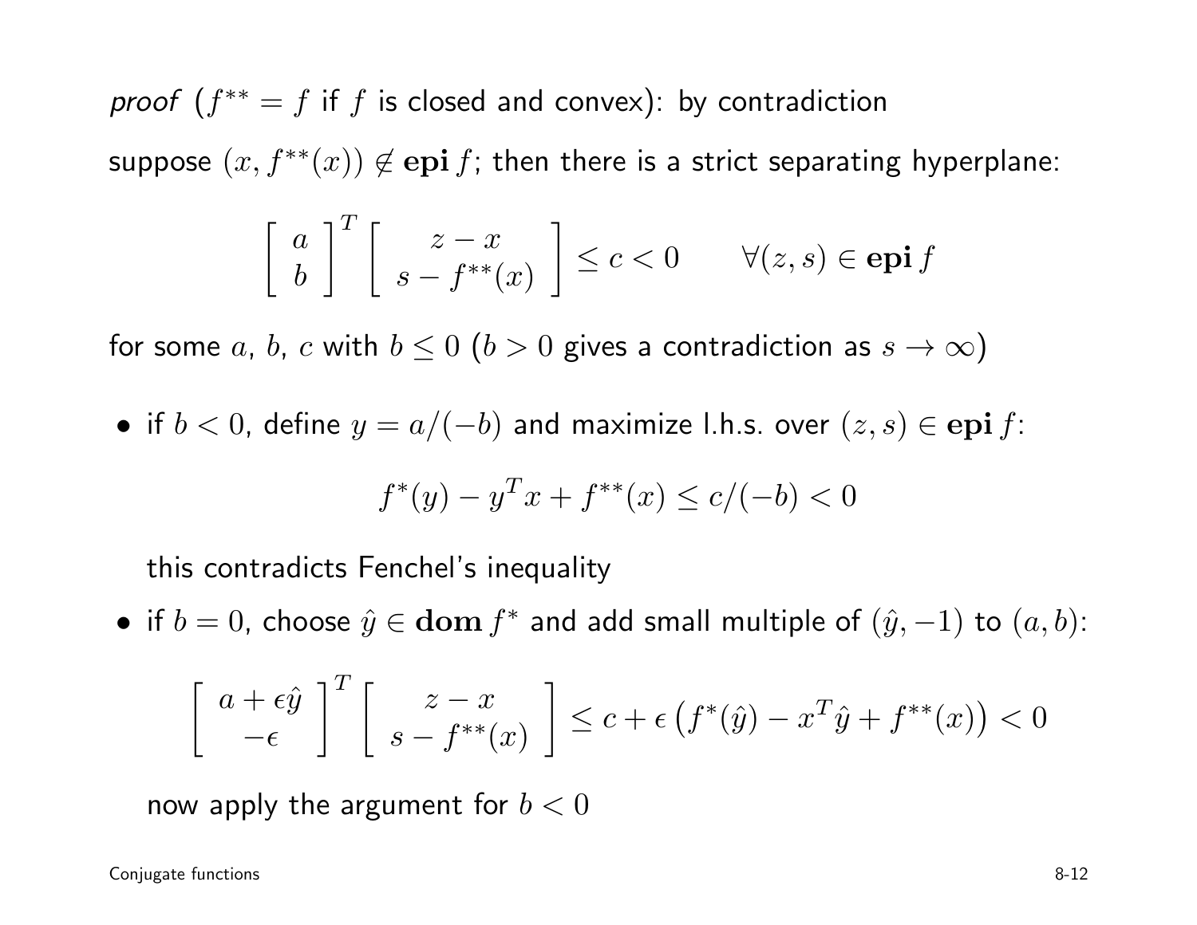*proof* ($f^{**} = f$ if $f$ is closed and convex): by contradiction

suppose $(x, f^{**}(x)) \notin \mathbf{epi}\, f$; then there is a strict separating hyperplane:

$$\left[\begin{array}{c} a \\ b \end{array}\right]^T \left[\begin{array}{c} z - x \\ s - f^{**}(x) \end{array}\right] \leq c < 0 \qquad \forall (z, s) \in \mathbf{epi}\, f$$

for some $a$, $b$, $c$ with $b \leq 0$ ($b > 0$ gives a contradiction as $s \to \infty$)

- if $b < 0$, define $y = a/(-b)$ and maximize l.h.s. over $(z, s) \in \mathbf{epi}\, f$:

  $$f^*(y) - y^T x + f^{**}(x) \leq c/(-b) < 0$$

  this contradicts Fenchel's inequality

- if $b = 0$, choose $\hat{y} \in \mathbf{dom}\, f^*$ and add small multiple of $(\hat{y}, -1)$ to $(a, b)$:

  $$\left[\begin{array}{c} a + \epsilon\hat{y} \\ -\epsilon \end{array}\right]^T \left[\begin{array}{c} z - x \\ s - f^{**}(x) \end{array}\right] \leq c + \epsilon\left(f^*(\hat{y}) - x^T\hat{y} + f^{**}(x)\right) < 0$$

  now apply the argument for $b < 0$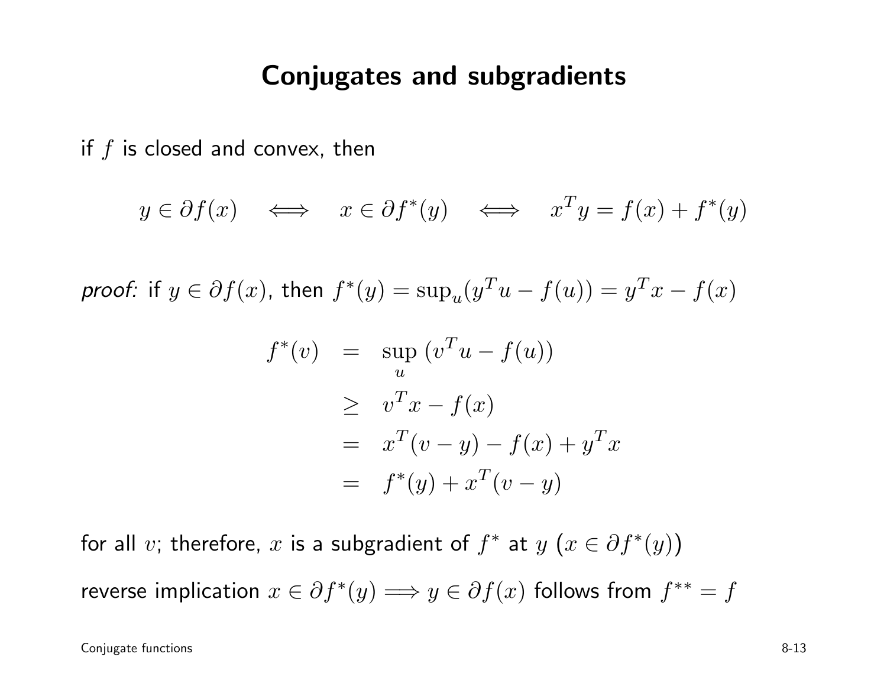# Conjugates and subgradients

if $f$ is closed and convex, then

$$y \in \partial f(x) \quad \Longleftrightarrow \quad x \in \partial f^*(y) \quad \Longleftrightarrow \quad x^T y = f(x) + f^*(y)$$

*proof:* if $y \in \partial f(x)$, then $f^*(y) = \sup_u (y^T u - f(u)) = y^T x - f(x)$

$$\begin{aligned}
f^*(v) &= \sup_u \, (v^T u - f(u)) \\
&\geq v^T x - f(x) \\
&= x^T (v - y) - f(x) + y^T x \\
&= f^*(y) + x^T (v - y)
\end{aligned}$$

for all $v$; therefore, $x$ is a subgradient of $f^*$ at $y$ $\big(x \in \partial f^*(y)\big)$

reverse implication $x \in \partial f^*(y) \Longrightarrow y \in \partial f(x)$ follows from $f^{**} = f$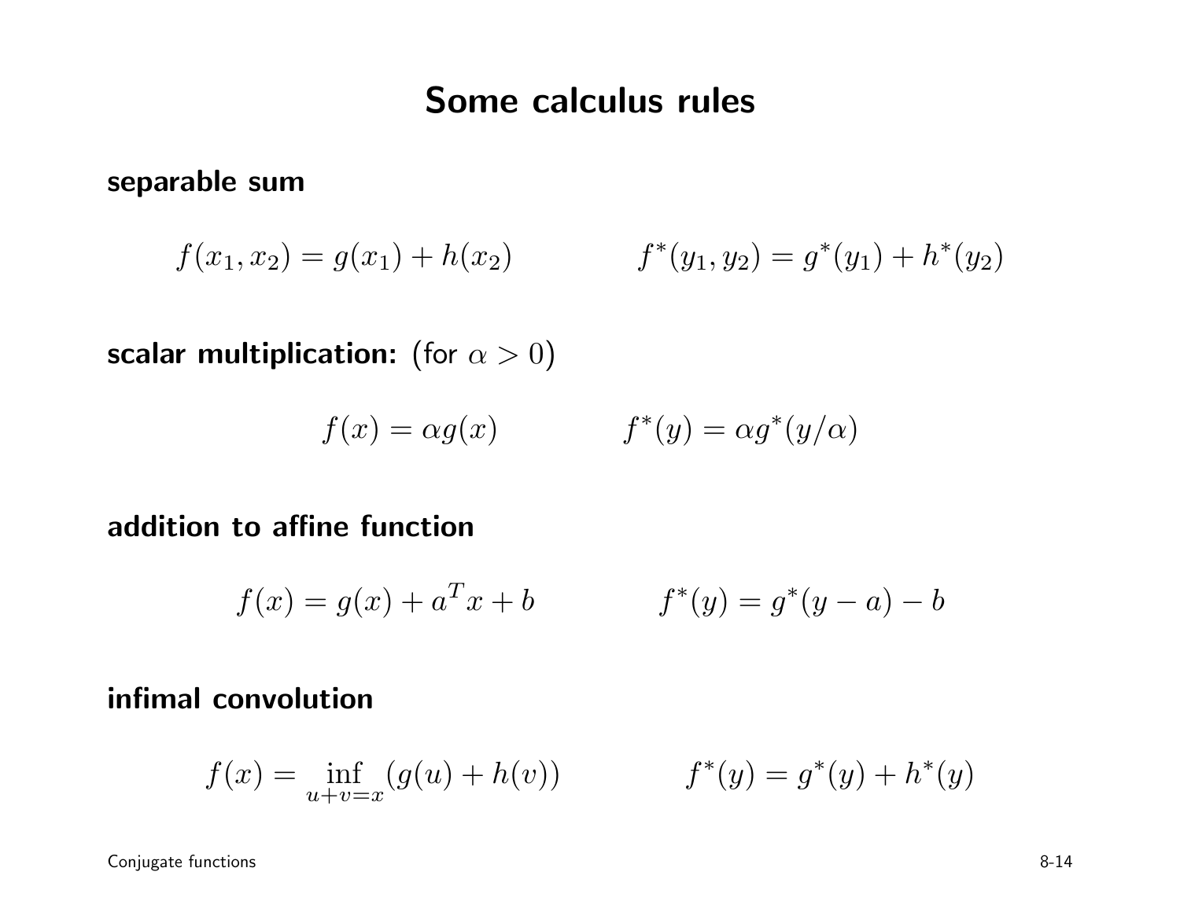# Some calculus rules

**separable sum**

$$f(x_1, x_2) = g(x_1) + h(x_2) \qquad\qquad f^*(y_1, y_2) = g^*(y_1) + h^*(y_2)$$

**scalar multiplication:** (for $\alpha > 0$)

$$f(x) = \alpha g(x) \qquad\qquad f^*(y) = \alpha g^*(y/\alpha)$$

**addition to affine function**

$$f(x) = g(x) + a^T x + b \qquad\qquad f^*(y) = g^*(y - a) - b$$

**infimal convolution**

$$f(x) = \inf_{u+v=x} (g(u) + h(v)) \qquad\qquad f^*(y) = g^*(y) + h^*(y)$$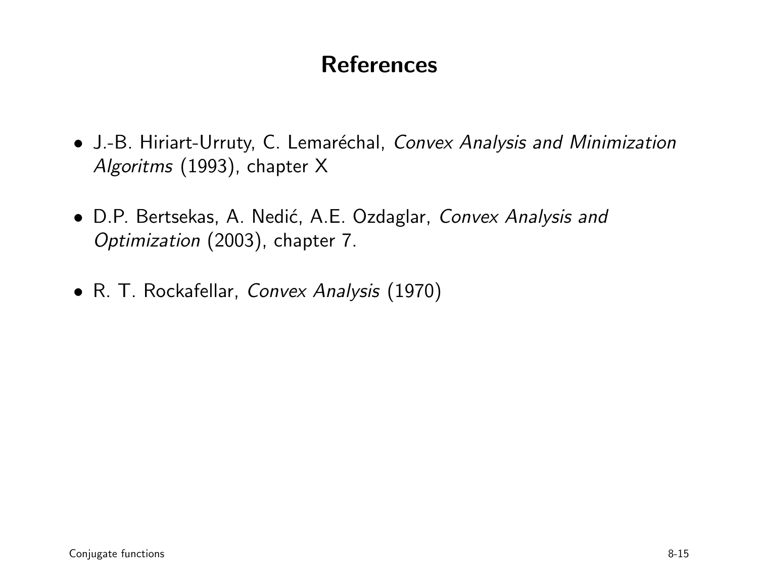# References

- J.-B. Hiriart-Urruty, C. Lemaréchal, *Convex Analysis and Minimization Algoritms* (1993), chapter X
- D.P. Bertsekas, A. Nedić, A.E. Ozdaglar, *Convex Analysis and Optimization* (2003), chapter 7.
- R. T. Rockafellar, *Convex Analysis* (1970)